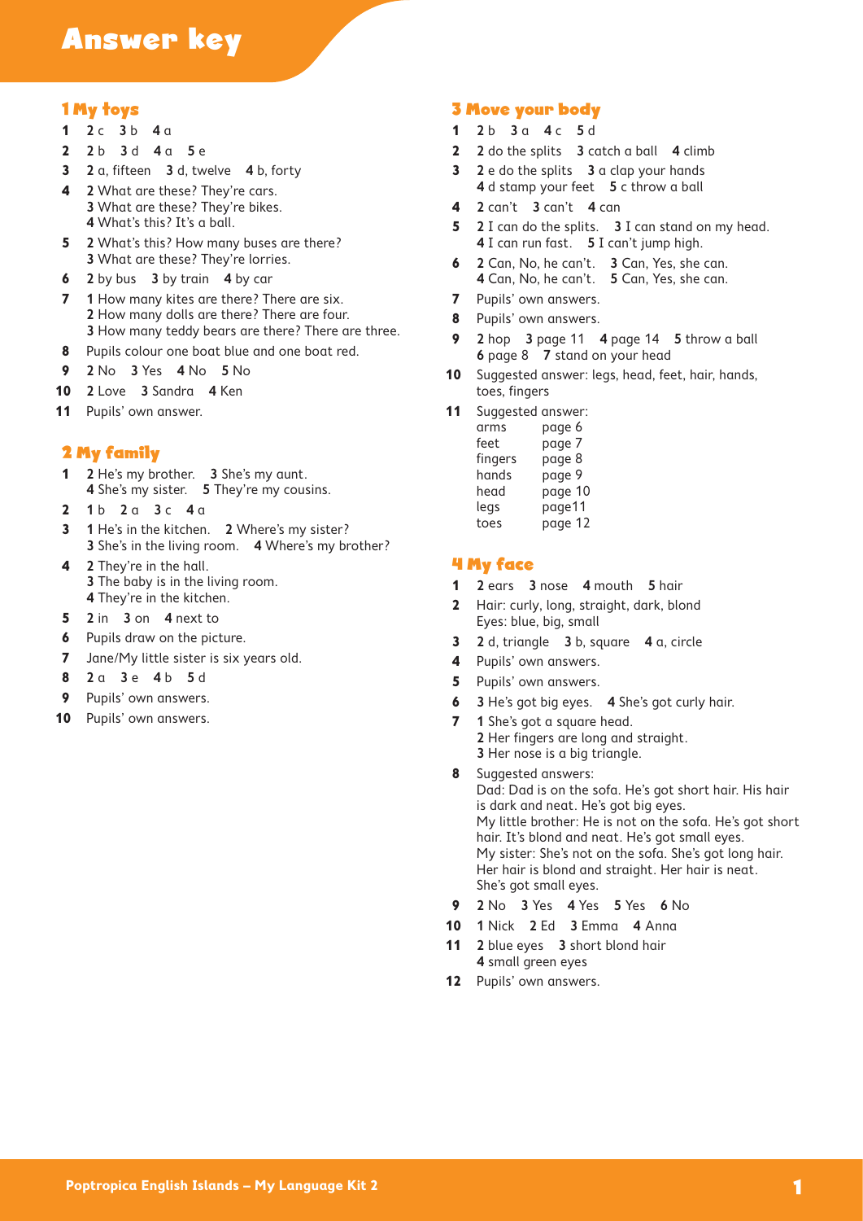# Answer key

## 1 My toys

1. **2** c **3** b **4** a
2. **2** b **3** d **4** a **5** e
3. **2** a, fifteen **3** d, twelve **4** b, forty
4. **2** What are these? They're cars.
   **3** What are these? They're bikes.
   **4** What's this? It's a ball.
5. **2** What's this? How many buses are there?
   **3** What are these? They're lorries.
6. **2** by bus **3** by train **4** by car
7. **1** How many kites are there? There are six.
   **2** How many dolls are there? There are four.
   **3** How many teddy bears are there? There are three.
8. Pupils colour one boat blue and one boat red.
9. **2** No **3** Yes **4** No **5** No
10. **2** Love **3** Sandra **4** Ken
11. Pupils' own answer.

## 2 My family

1. **2** He's my brother. **3** She's my aunt.
   **4** She's my sister. **5** They're my cousins.
2. **1** b **2** a **3** c **4** a
3. **1** He's in the kitchen. **2** Where's my sister?
   **3** She's in the living room. **4** Where's my brother?
4. **2** They're in the hall.
   **3** The baby is in the living room.
   **4** They're in the kitchen.
5. **2** in **3** on **4** next to
6. Pupils draw on the picture.
7. Jane/My little sister is six years old.
8. **2** a **3** e **4** b **5** d
9. Pupils' own answers.
10. Pupils' own answers.

## 3 Move your body

1. **2** b **3** a **4** c **5** d
2. **2** do the splits **3** catch a ball **4** climb
3. **2** e do the splits **3** a clap your hands
   **4** d stamp your feet **5** c throw a ball
4. **2** can't **3** can't **4** can
5. **2** I can do the splits. **3** I can stand on my head.
   **4** I can run fast. **5** I can't jump high.
6. **2** Can, No, he can't. **3** Can, Yes, she can.
   **4** Can, No, he can't. **5** Can, Yes, she can.
7. Pupils' own answers.
8. Pupils' own answers.
9. **2** hop **3** page 11 **4** page 14 **5** throw a ball
   **6** page 8 **7** stand on your head
10. Suggested answer: legs, head, feet, hair, hands, toes, fingers
11. Suggested answer:

| | |
|---|---|
| arms | page 6 |
| feet | page 7 |
| fingers | page 8 |
| hands | page 9 |
| head | page 10 |
| legs | page11 |
| toes | page 12 |

## 4 My face

1. **2** ears **3** nose **4** mouth **5** hair
2. Hair: curly, long, straight, dark, blond
   Eyes: blue, big, small
3. **2** d, triangle **3** b, square **4** a, circle
4. Pupils' own answers.
5. Pupils' own answers.
6. **3** He's got big eyes. **4** She's got curly hair.
7. **1** She's got a square head.
   **2** Her fingers are long and straight.
   **3** Her nose is a big triangle.
8. Suggested answers:
   Dad: Dad is on the sofa. He's got short hair. His hair is dark and neat. He's got big eyes.
   My little brother: He is not on the sofa. He's got short hair. It's blond and neat. He's got small eyes.
   My sister: She's not on the sofa. She's got long hair. Her hair is blond and straight. Her hair is neat. She's got small eyes.
9. **2** No **3** Yes **4** Yes **5** Yes **6** No
10. **1** Nick **2** Ed **3** Emma **4** Anna
11. **2** blue eyes **3** short blond hair
    **4** small green eyes
12. Pupils' own answers.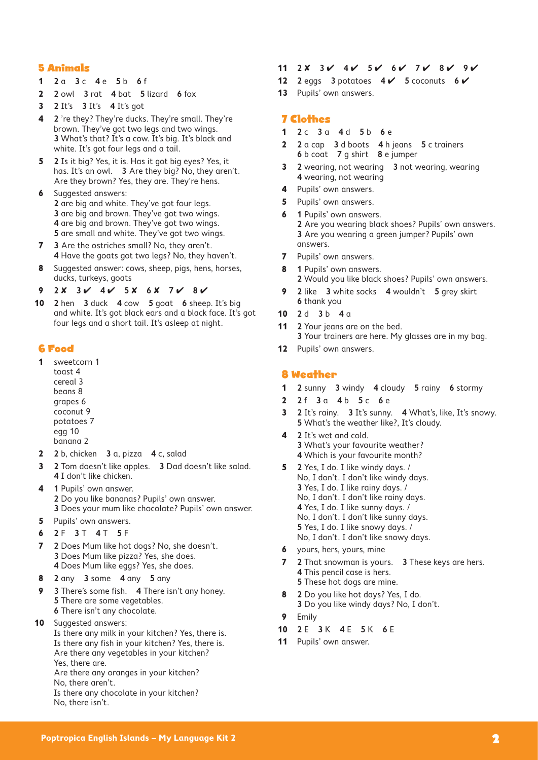## 5 Animals

**1** **2** a **3** c **4** e **5** b **6** f

**2** **2** owl **3** rat **4** bat **5** lizard **6** fox

**3** **2** It's **3** It's **4** It's got

**4** **2** 're they? They're ducks. They're small. They're brown. They've got two legs and two wings. **3** What's that? It's a cow. It's big. It's black and white. It's got four legs and a tail.

**5** **2** Is it big? Yes, it is. Has it got big eyes? Yes, it has. It's an owl. **3** Are they big? No, they aren't. Are they brown? Yes, they are. They're hens.

**6** Suggested answers:
**2** are big and white. They've got four legs.
**3** are big and brown. They've got two wings.
**4** are big and brown. They've got two wings.
**5** are small and white. They've got two wings.

**7** **3** Are the ostriches small? No, they aren't.
**4** Have the goats got two legs? No, they haven't.

**8** Suggested answer: cows, sheep, pigs, hens, horses, ducks, turkeys, goats

**9** **2** ✘ **3** ✔ **4** ✔ **5** ✘ **6** ✘ **7** ✔ **8** ✔

**10** **2** hen **3** duck **4** cow **5** goat **6** sheep. It's big and white. It's got black ears and a black face. It's got four legs and a short tail. It's asleep at night.

## 6 Food

**1** sweetcorn 1
toast 4
cereal 3
beans 8
grapes 6
coconut 9
potatoes 7
egg 10
banana 2

**2** **2** b, chicken **3** a, pizza **4** c, salad

**3** **2** Tom doesn't like apples. **3** Dad doesn't like salad. **4** I don't like chicken.

**4** **1** Pupils' own answer.
**2** Do you like bananas? Pupils' own answer.
**3** Does your mum like chocolate? Pupils' own answer.

**5** Pupils' own answers.

**6** **2** F **3** T **4** T **5** F

**7** **2** Does Mum like hot dogs? No, she doesn't.
**3** Does Mum like pizza? Yes, she does.
**4** Does Mum like eggs? Yes, she does.

**8** **2** any **3** some **4** any **5** any

**9** **3** There's some fish. **4** There isn't any honey.
**5** There are some vegetables.
**6** There isn't any chocolate.

**10** Suggested answers:
Is there any milk in your kitchen? Yes, there is.
Is there any fish in your kitchen? Yes, there is.
Are there any vegetables in your kitchen? Yes, there are.
Are there any oranges in your kitchen? No, there aren't.
Is there any chocolate in your kitchen? No, there isn't.

**11** **2** ✘ **3** ✔ **4** ✔ **5** ✔ **6** ✔ **7** ✔ **8** ✔ **9** ✔

**12** **2** eggs **3** potatoes **4** ✔ **5** coconuts **6** ✔

**13** Pupils' own answers.

## 7 Clothes

**1** **2** c **3** a **4** d **5** b **6** e

**2** **2** a cap **3** d boots **4** h jeans **5** c trainers
**6** b coat **7** g shirt **8** e jumper

**3** **2** wearing, not wearing **3** not wearing, wearing
**4** wearing, not wearing

**4** Pupils' own answers.

**5** Pupils' own answers.

**6** **1** Pupils' own answers.
**2** Are you wearing black shoes? Pupils' own answers.
**3** Are you wearing a green jumper? Pupils' own answers.

**7** Pupils' own answers.

**8** **1** Pupils' own answers.
**2** Would you like black shoes? Pupils' own answers.

**9** **2** like **3** white socks **4** wouldn't **5** grey skirt
**6** thank you

**10** **2** d **3** b **4** a

**11** **2** Your jeans are on the bed.
**3** Your trainers are here. My glasses are in my bag.

**12** Pupils' own answers.

## 8 Weather

**1** **2** sunny **3** windy **4** cloudy **5** rainy **6** stormy

**2** **2** f **3** a **4** b **5** c **6** e

**3** **2** It's rainy. **3** It's sunny. **4** What's, like, It's snowy.
**5** What's the weather like?, It's cloudy.

**4** **2** It's wet and cold.
**3** What's your favourite weather?
**4** Which is your favourite month?

**5** **2** Yes, I do. I like windy days. /
No, I don't. I don't like windy days.
**3** Yes, I do. I like rainy days. /
No, I don't. I don't like rainy days.
**4** Yes, I do. I like sunny days. /
No, I don't. I don't like sunny days.
**5** Yes, I do. I like snowy days. /
No, I don't. I don't like snowy days.

**6** yours, hers, yours, mine

**7** **2** That snowman is yours. **3** These keys are hers.
**4** This pencil case is hers.
**5** These hot dogs are mine.

**8** **2** Do you like hot days? Yes, I do.
**3** Do you like windy days? No, I don't.

**9** Emily

**10** **2** E **3** K **4** E **5** K **6** E

**11** Pupils' own answer.